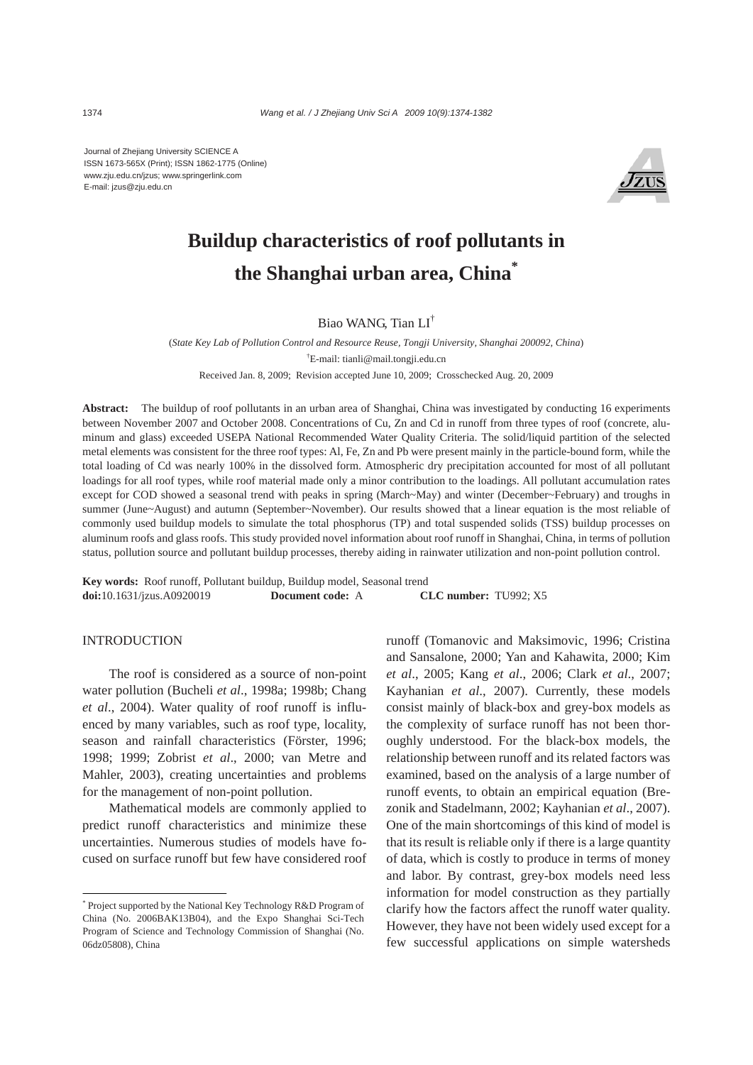Journal of Zhejiang University SCIENCE A
ISSN 1673-565X (Print); ISSN 1862-1775 (Online)
www.zju.edu.cn/jzus; www.springerlink.com
E-mail: jzus@zju.edu.cn

# Buildup characteristics of roof pollutants in the Shanghai urban area, China*

Biao WANG, Tian LI†

(*State Key Lab of Pollution Control and Resource Reuse, Tongji University, Shanghai 200092, China*)

†E-mail: tianli@mail.tongji.edu.cn

Received Jan. 8, 2009; Revision accepted June 10, 2009; Crosschecked Aug. 20, 2009

**Abstract:** The buildup of roof pollutants in an urban area of Shanghai, China was investigated by conducting 16 experiments between November 2007 and October 2008. Concentrations of Cu, Zn and Cd in runoff from three types of roof (concrete, aluminum and glass) exceeded USEPA National Recommended Water Quality Criteria. The solid/liquid partition of the selected metal elements was consistent for the three roof types: Al, Fe, Zn and Pb were present mainly in the particle-bound form, while the total loading of Cd was nearly 100% in the dissolved form. Atmospheric dry precipitation accounted for most of all pollutant loadings for all roof types, while roof material made only a minor contribution to the loadings. All pollutant accumulation rates except for COD showed a seasonal trend with peaks in spring (March~May) and winter (December~February) and troughs in summer (June~August) and autumn (September~November). Our results showed that a linear equation is the most reliable of commonly used buildup models to simulate the total phosphorus (TP) and total suspended solids (TSS) buildup processes on aluminum roofs and glass roofs. This study provided novel information about roof runoff in Shanghai, China, in terms of pollution status, pollution source and pollutant buildup processes, thereby aiding in rainwater utilization and non-point pollution control.

**Key words:** Roof runoff, Pollutant buildup, Buildup model, Seasonal trend
**doi:**10.1631/jzus.A0920019 **Document code:** A **CLC number:** TU992; X5

## INTRODUCTION

The roof is considered as a source of non-point water pollution (Bucheli *et al*., 1998a; 1998b; Chang *et al*., 2004). Water quality of roof runoff is influenced by many variables, such as roof type, locality, season and rainfall characteristics (Förster, 1996; 1998; 1999; Zobrist *et al*., 2000; van Metre and Mahler, 2003), creating uncertainties and problems for the management of non-point pollution.

Mathematical models are commonly applied to predict runoff characteristics and minimize these uncertainties. Numerous studies of models have focused on surface runoff but few have considered roof runoff (Tomanovic and Maksimovic, 1996; Cristina and Sansalone, 2000; Yan and Kahawita, 2000; Kim *et al*., 2005; Kang *et al*., 2006; Clark *et al*., 2007; Kayhanian *et al*., 2007). Currently, these models consist mainly of black-box and grey-box models as the complexity of surface runoff has not been thoroughly understood. For the black-box models, the relationship between runoff and its related factors was examined, based on the analysis of a large number of runoff events, to obtain an empirical equation (Brezonik and Stadelmann, 2002; Kayhanian *et al*., 2007). One of the main shortcomings of this kind of model is that its result is reliable only if there is a large quantity of data, which is costly to produce in terms of money and labor. By contrast, grey-box models need less information for model construction as they partially clarify how the factors affect the runoff water quality. However, they have not been widely used except for a few successful applications on simple watersheds

---

* Project supported by the National Key Technology R&D Program of China (No. 2006BAK13B04), and the Expo Shanghai Sci-Tech Program of Science and Technology Commission of Shanghai (No. 06dz05808), China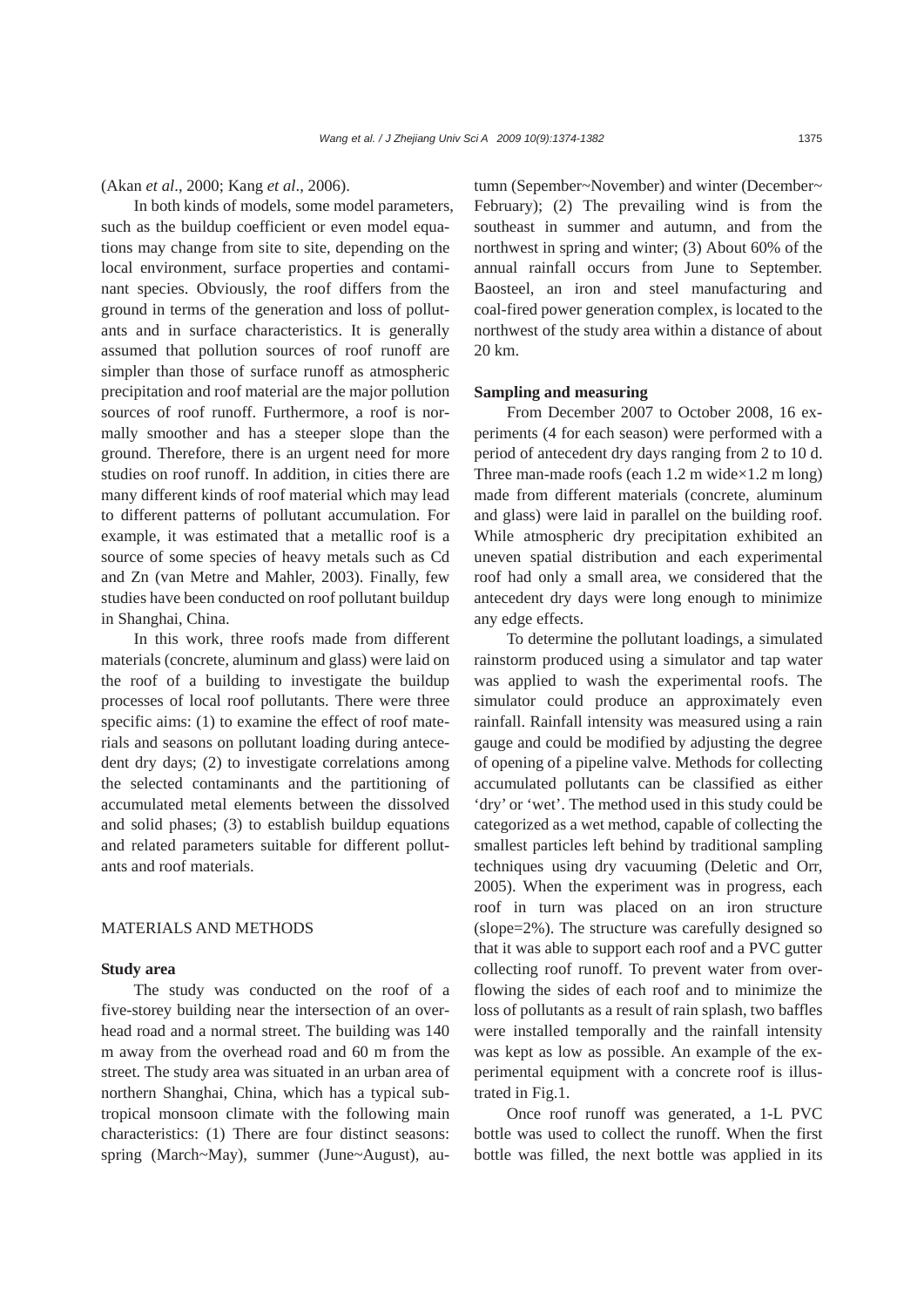(Akan *et al*., 2000; Kang *et al*., 2006).

In both kinds of models, some model parameters, such as the buildup coefficient or even model equations may change from site to site, depending on the local environment, surface properties and contaminant species. Obviously, the roof differs from the ground in terms of the generation and loss of pollutants and in surface characteristics. It is generally assumed that pollution sources of roof runoff are simpler than those of surface runoff as atmospheric precipitation and roof material are the major pollution sources of roof runoff. Furthermore, a roof is normally smoother and has a steeper slope than the ground. Therefore, there is an urgent need for more studies on roof runoff. In addition, in cities there are many different kinds of roof material which may lead to different patterns of pollutant accumulation. For example, it was estimated that a metallic roof is a source of some species of heavy metals such as Cd and Zn (van Metre and Mahler, 2003). Finally, few studies have been conducted on roof pollutant buildup in Shanghai, China.

In this work, three roofs made from different materials (concrete, aluminum and glass) were laid on the roof of a building to investigate the buildup processes of local roof pollutants. There were three specific aims: (1) to examine the effect of roof materials and seasons on pollutant loading during antecedent dry days; (2) to investigate correlations among the selected contaminants and the partitioning of accumulated metal elements between the dissolved and solid phases; (3) to establish buildup equations and related parameters suitable for different pollutants and roof materials.

## MATERIALS AND METHODS

### Study area

The study was conducted on the roof of a five-storey building near the intersection of an overhead road and a normal street. The building was 140 m away from the overhead road and 60 m from the street. The study area was situated in an urban area of northern Shanghai, China, which has a typical subtropical monsoon climate with the following main characteristics: (1) There are four distinct seasons: spring (March~May), summer (June~August), autumn (Sepember~November) and winter (December~February); (2) The prevailing wind is from the southeast in summer and autumn, and from the northwest in spring and winter; (3) About 60% of the annual rainfall occurs from June to September. Baosteel, an iron and steel manufacturing and coal-fired power generation complex, is located to the northwest of the study area within a distance of about 20 km.

### Sampling and measuring

From December 2007 to October 2008, 16 experiments (4 for each season) were performed with a period of antecedent dry days ranging from 2 to 10 d. Three man-made roofs (each 1.2 m wide×1.2 m long) made from different materials (concrete, aluminum and glass) were laid in parallel on the building roof. While atmospheric dry precipitation exhibited an uneven spatial distribution and each experimental roof had only a small area, we considered that the antecedent dry days were long enough to minimize any edge effects.

To determine the pollutant loadings, a simulated rainstorm produced using a simulator and tap water was applied to wash the experimental roofs. The simulator could produce an approximately even rainfall. Rainfall intensity was measured using a rain gauge and could be modified by adjusting the degree of opening of a pipeline valve. Methods for collecting accumulated pollutants can be classified as either 'dry' or 'wet'. The method used in this study could be categorized as a wet method, capable of collecting the smallest particles left behind by traditional sampling techniques using dry vacuuming (Deletic and Orr, 2005). When the experiment was in progress, each roof in turn was placed on an iron structure (slope=2%). The structure was carefully designed so that it was able to support each roof and a PVC gutter collecting roof runoff. To prevent water from overflowing the sides of each roof and to minimize the loss of pollutants as a result of rain splash, two baffles were installed temporally and the rainfall intensity was kept as low as possible. An example of the experimental equipment with a concrete roof is illustrated in Fig.1.

Once roof runoff was generated, a 1-L PVC bottle was used to collect the runoff. When the first bottle was filled, the next bottle was applied in its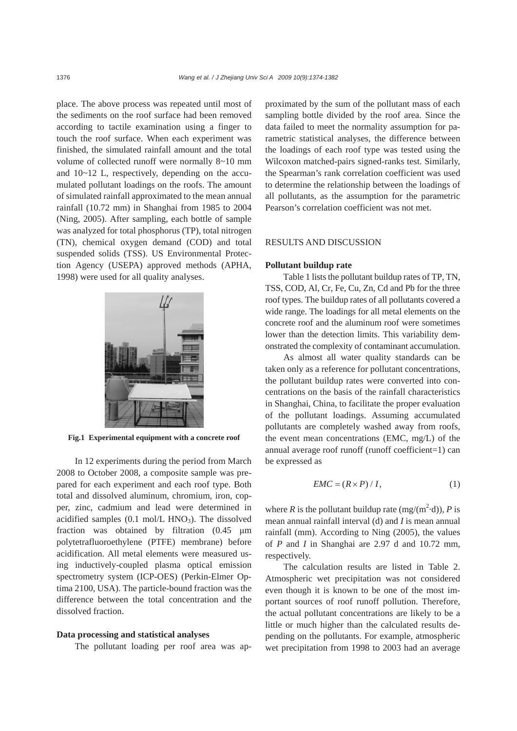place. The above process was repeated until most of the sediments on the roof surface had been removed according to tactile examination using a finger to touch the roof surface. When each experiment was finished, the simulated rainfall amount and the total volume of collected runoff were normally 8~10 mm and 10~12 L, respectively, depending on the accumulated pollutant loadings on the roofs. The amount of simulated rainfall approximated to the mean annual rainfall (10.72 mm) in Shanghai from 1985 to 2004 (Ning, 2005). After sampling, each bottle of sample was analyzed for total phosphorus (TP), total nitrogen (TN), chemical oxygen demand (COD) and total suspended solids (TSS). US Environmental Protection Agency (USEPA) approved methods (APHA, 1998) were used for all quality analyses.

**Fig.1 Experimental equipment with a concrete roof**

In 12 experiments during the period from March 2008 to October 2008, a composite sample was prepared for each experiment and each roof type. Both total and dissolved aluminum, chromium, iron, copper, zinc, cadmium and lead were determined in acidified samples (0.1 mol/L $HNO_3$). The dissolved fraction was obtained by filtration (0.45 μm polytetrafluoroethylene (PTFE) membrane) before acidification. All metal elements were measured using inductively-coupled plasma optical emission spectrometry system (ICP-OES) (Perkin-Elmer Optima 2100, USA). The particle-bound fraction was the difference between the total concentration and the dissolved fraction.

### Data processing and statistical analyses

The pollutant loading per roof area was approximated by the sum of the pollutant mass of each sampling bottle divided by the roof area. Since the data failed to meet the normality assumption for parametric statistical analyses, the difference between the loadings of each roof type was tested using the Wilcoxon matched-pairs signed-ranks test. Similarly, the Spearman's rank correlation coefficient was used to determine the relationship between the loadings of all pollutants, as the assumption for the parametric Pearson's correlation coefficient was not met.

## RESULTS AND DISCUSSION

### Pollutant buildup rate

Table 1 lists the pollutant buildup rates of TP, TN, TSS, COD, Al, Cr, Fe, Cu, Zn, Cd and Pb for the three roof types. The buildup rates of all pollutants covered a wide range. The loadings for all metal elements on the concrete roof and the aluminum roof were sometimes lower than the detection limits. This variability demonstrated the complexity of contaminant accumulation.

As almost all water quality standards can be taken only as a reference for pollutant concentrations, the pollutant buildup rates were converted into concentrations on the basis of the rainfall characteristics in Shanghai, China, to facilitate the proper evaluation of the pollutant loadings. Assuming accumulated pollutants are completely washed away from roofs, the event mean concentrations (EMC, mg/L) of the annual average roof runoff (runoff coefficient=1) can be expressed as

$$EMC = (R \times P) / I, \tag{1}$$

where $R$ is the pollutant buildup rate (mg/(m$^2$·d)), $P$ is mean annual rainfall interval (d) and $I$ is mean annual rainfall (mm). According to Ning (2005), the values of $P$ and $I$ in Shanghai are 2.97 d and 10.72 mm, respectively.

The calculation results are listed in Table 2. Atmospheric wet precipitation was not considered even though it is known to be one of the most important sources of roof runoff pollution. Therefore, the actual pollutant concentrations are likely to be a little or much higher than the calculated results depending on the pollutants. For example, atmospheric wet precipitation from 1998 to 2003 had an average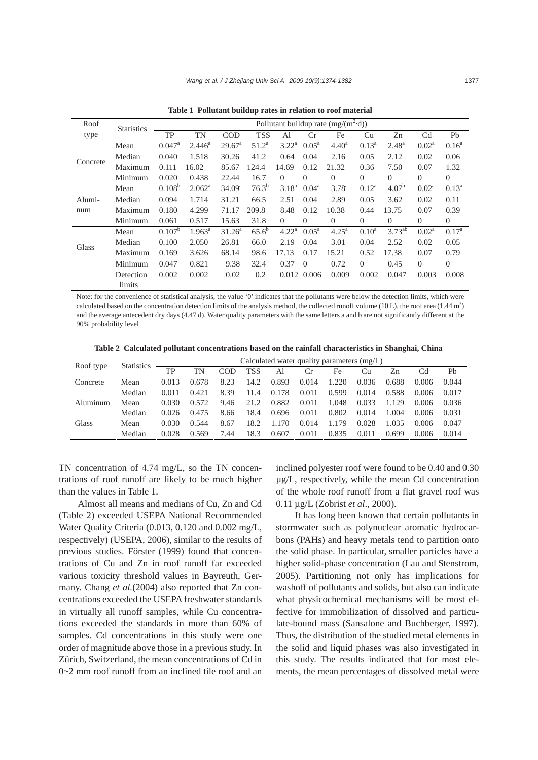**Table 1 Pollutant buildup rates in relation to roof material**

| Roof type | Statistics | Pollutant buildup rate (mg/(m²·d)) | | | | | | | | | | |
|---|---|---|---|---|---|---|---|---|---|---|---|---|
| | | TP | TN | COD | TSS | Al | Cr | Fe | Cu | Zn | Cd | Pb |
| Concrete | Mean | 0.047[a] | 2.446[a] | 29.67[a] | 51.2[a] | 3.22[a] | 0.05[a] | 4.40[a] | 0.13[a] | 2.48[a] | 0.02[a] | 0.16[a] |
| | Median | 0.040 | 1.518 | 30.26 | 41.2 | 0.64 | 0.04 | 2.16 | 0.05 | 2.12 | 0.02 | 0.06 |
| | Maximum | 0.111 | 16.02 | 85.67 | 124.4 | 14.69 | 0.12 | 21.32 | 0.36 | 7.50 | 0.07 | 1.32 |
| | Minimum | 0.020 | 0.438 | 22.44 | 16.7 | 0 | 0 | 0 | 0 | 0 | 0 | 0 |
| Aluminum | Mean | 0.108[b] | 2.062[a] | 34.09[a] | 76.3[b] | 3.18[a] | 0.04[a] | 3.78[a] | 0.12[a] | 4.07[b] | 0.02[a] | 0.13[a] |
| | Median | 0.094 | 1.714 | 31.21 | 66.5 | 2.51 | 0.04 | 2.89 | 0.05 | 3.62 | 0.02 | 0.11 |
| | Maximum | 0.180 | 4.299 | 71.17 | 209.8 | 8.48 | 0.12 | 10.38 | 0.44 | 13.75 | 0.07 | 0.39 |
| | Minimum | 0.061 | 0.517 | 15.63 | 31.8 | 0 | 0 | 0 | 0 | 0 | 0 | 0 |
| Glass | Mean | 0.107[b] | 1.963[a] | 31.26[a] | 65.6[b] | 4.22[a] | 0.05[a] | 4.25[a] | 0.10[a] | 3.73[ab] | 0.02[a] | 0.17[a] |
| | Median | 0.100 | 2.050 | 26.81 | 66.0 | 2.19 | 0.04 | 3.01 | 0.04 | 2.52 | 0.02 | 0.05 |
| | Maximum | 0.169 | 3.626 | 68.14 | 98.6 | 17.13 | 0.17 | 15.21 | 0.52 | 17.38 | 0.07 | 0.79 |
| | Minimum | 0.047 | 0.821 | 9.38 | 32.4 | 0.37 | 0 | 0.72 | 0 | 0.45 | 0 | 0 |
| | Detection limits | 0.002 | 0.002 | 0.02 | 0.2 | 0.012 | 0.006 | 0.009 | 0.002 | 0.047 | 0.003 | 0.008 |

Note: for the convenience of statistical analysis, the value '0' indicates that the pollutants were below the detection limits, which were calculated based on the concentration detection limits of the analysis method, the collected runoff volume (10 L), the roof area (1.44 m²) and the average antecedent dry days (4.47 d). Water quality parameters with the same letters a and b are not significantly different at the 90% probability level

**Table 2 Calculated pollutant concentrations based on the rainfall characteristics in Shanghai, China**

| Roof type | Statistics | Calculated water quality parameters (mg/L) | | | | | | | | | | |
|---|---|---|---|---|---|---|---|---|---|---|---|---|
| | | TP | TN | COD | TSS | Al | Cr | Fe | Cu | Zn | Cd | Pb |
| Concrete | Mean | 0.013 | 0.678 | 8.23 | 14.2 | 0.893 | 0.014 | 1.220 | 0.036 | 0.688 | 0.006 | 0.044 |
| | Median | 0.011 | 0.421 | 8.39 | 11.4 | 0.178 | 0.011 | 0.599 | 0.014 | 0.588 | 0.006 | 0.017 |
| Aluminum | Mean | 0.030 | 0.572 | 9.46 | 21.2 | 0.882 | 0.011 | 1.048 | 0.033 | 1.129 | 0.006 | 0.036 |
| | Median | 0.026 | 0.475 | 8.66 | 18.4 | 0.696 | 0.011 | 0.802 | 0.014 | 1.004 | 0.006 | 0.031 |
| Glass | Mean | 0.030 | 0.544 | 8.67 | 18.2 | 1.170 | 0.014 | 1.179 | 0.028 | 1.035 | 0.006 | 0.047 |
| | Median | 0.028 | 0.569 | 7.44 | 18.3 | 0.607 | 0.011 | 0.835 | 0.011 | 0.699 | 0.006 | 0.014 |

TN concentration of 4.74 mg/L, so the TN concentrations of roof runoff are likely to be much higher than the values in Table 1.

Almost all means and medians of Cu, Zn and Cd (Table 2) exceeded USEPA National Recommended Water Quality Criteria (0.013, 0.120 and 0.002 mg/L, respectively) (USEPA, 2006), similar to the results of previous studies. Förster (1999) found that concentrations of Cu and Zn in roof runoff far exceeded various toxicity threshold values in Bayreuth, Germany. Chang *et al.*(2004) also reported that Zn concentrations exceeded the USEPA freshwater standards in virtually all runoff samples, while Cu concentrations exceeded the standards in more than 60% of samples. Cd concentrations in this study were one order of magnitude above those in a previous study. In Zürich, Switzerland, the mean concentrations of Cd in 0~2 mm roof runoff from an inclined tile roof and an inclined polyester roof were found to be 0.40 and 0.30 μg/L, respectively, while the mean Cd concentration of the whole roof runoff from a flat gravel roof was 0.11 μg/L (Zobrist *et al*., 2000).

It has long been known that certain pollutants in stormwater such as polynuclear aromatic hydrocarbons (PAHs) and heavy metals tend to partition onto the solid phase. In particular, smaller particles have a higher solid-phase concentration (Lau and Stenstrom, 2005). Partitioning not only has implications for washoff of pollutants and solids, but also can indicate what physicochemical mechanisms will be most effective for immobilization of dissolved and particulate-bound mass (Sansalone and Buchberger, 1997). Thus, the distribution of the studied metal elements in the solid and liquid phases was also investigated in this study. The results indicated that for most elements, the mean percentages of dissolved metal were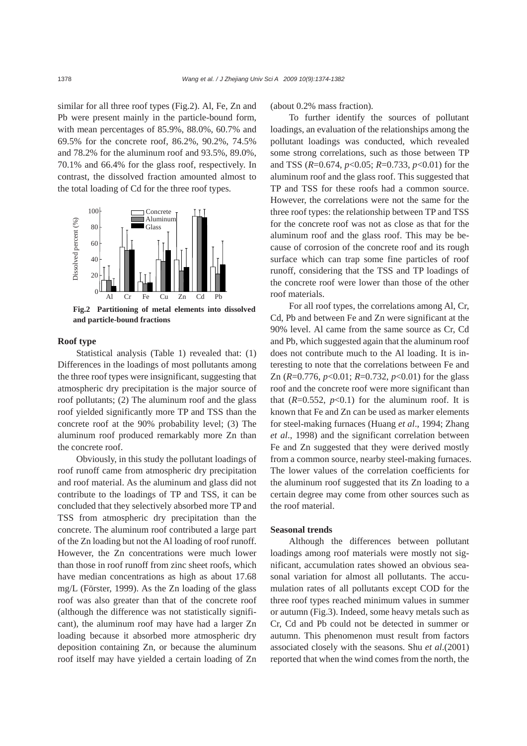similar for all three roof types (Fig.2). Al, Fe, Zn and Pb were present mainly in the particle-bound form, with mean percentages of 85.9%, 88.0%, 60.7% and 69.5% for the concrete roof, 86.2%, 90.2%, 74.5% and 78.2% for the aluminum roof and 93.5%, 89.0%, 70.1% and 66.4% for the glass roof, respectively. In contrast, the dissolved fraction amounted almost to the total loading of Cd for the three roof types.

Dissolved percent (%)
100
80
60
40
20
0
Al Cr Fe Cu Zn Cd Pb
Concrete
Aluminum
Glass

**Fig.2 Partitioning of metal elements into dissolved and particle-bound fractions**

### Roof type

Statistical analysis (Table 1) revealed that: (1) Differences in the loadings of most pollutants among the three roof types were insignificant, suggesting that atmospheric dry precipitation is the major source of roof pollutants; (2) The aluminum roof and the glass roof yielded significantly more TP and TSS than the concrete roof at the 90% probability level; (3) The aluminum roof produced remarkably more Zn than the concrete roof.

Obviously, in this study the pollutant loadings of roof runoff came from atmospheric dry precipitation and roof material. As the aluminum and glass did not contribute to the loadings of TP and TSS, it can be concluded that they selectively absorbed more TP and TSS from atmospheric dry precipitation than the concrete. The aluminum roof contributed a large part of the Zn loading but not the Al loading of roof runoff. However, the Zn concentrations were much lower than those in roof runoff from zinc sheet roofs, which have median concentrations as high as about 17.68 mg/L (Förster, 1999). As the Zn loading of the glass roof was also greater than that of the concrete roof (although the difference was not statistically significant), the aluminum roof may have had a larger Zn loading because it absorbed more atmospheric dry deposition containing Zn, or because the aluminum roof itself may have yielded a certain loading of Zn (about 0.2% mass fraction).

To further identify the sources of pollutant loadings, an evaluation of the relationships among the pollutant loadings was conducted, which revealed some strong correlations, such as those between TP and TSS ($R$=0.674, $p$<0.05; $R$=0.733, $p$<0.01) for the aluminum roof and the glass roof. This suggested that TP and TSS for these roofs had a common source. However, the correlations were not the same for the three roof types: the relationship between TP and TSS for the concrete roof was not as close as that for the aluminum roof and the glass roof. This may be because of corrosion of the concrete roof and its rough surface which can trap some fine particles of roof runoff, considering that the TSS and TP loadings of the concrete roof were lower than those of the other roof materials.

For all roof types, the correlations among Al, Cr, Cd, Pb and between Fe and Zn were significant at the 90% level. Al came from the same source as Cr, Cd and Pb, which suggested again that the aluminum roof does not contribute much to the Al loading. It is interesting to note that the correlations between Fe and Zn ($R$=0.776, $p$<0.01; $R$=0.732, $p$<0.01) for the glass roof and the concrete roof were more significant than that ($R$=0.552, $p$<0.1) for the aluminum roof. It is known that Fe and Zn can be used as marker elements for steel-making furnaces (Huang *et al*., 1994; Zhang *et al*., 1998) and the significant correlation between Fe and Zn suggested that they were derived mostly from a common source, nearby steel-making furnaces. The lower values of the correlation coefficients for the aluminum roof suggested that its Zn loading to a certain degree may come from other sources such as the roof material.

### Seasonal trends

Although the differences between pollutant loadings among roof materials were mostly not significant, accumulation rates showed an obvious seasonal variation for almost all pollutants. The accumulation rates of all pollutants except COD for the three roof types reached minimum values in summer or autumn (Fig.3). Indeed, some heavy metals such as Cr, Cd and Pb could not be detected in summer or autumn. This phenomenon must result from factors associated closely with the seasons. Shu *et al*.(2001) reported that when the wind comes from the north, the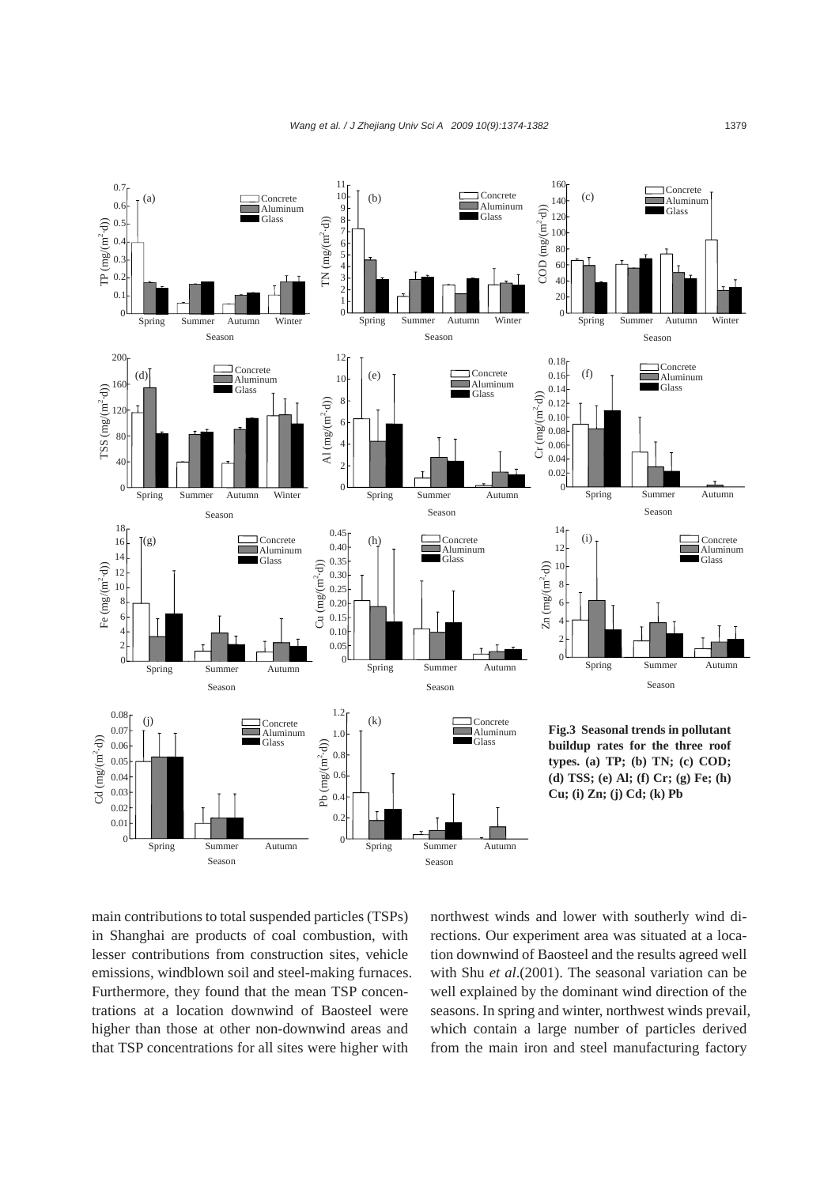**Fig.3 Seasonal trends in pollutant buildup rates for the three roof types. (a) TP; (b) TN; (c) COD; (d) TSS; (e) Al; (f) Cr; (g) Fe; (h) Cu; (i) Zn; (j) Cd; (k) Pb**

main contributions to total suspended particles (TSPs) in Shanghai are products of coal combustion, with lesser contributions from construction sites, vehicle emissions, windblown soil and steel-making furnaces. Furthermore, they found that the mean TSP concentrations at a location downwind of Baosteel were higher than those at other non-downwind areas and that TSP concentrations for all sites were higher with northwest winds and lower with southerly wind directions. Our experiment area was situated at a location downwind of Baosteel and the results agreed well with Shu *et al*.(2001). The seasonal variation can be well explained by the dominant wind direction of the seasons. In spring and winter, northwest winds prevail, which contain a large number of particles derived from the main iron and steel manufacturing factory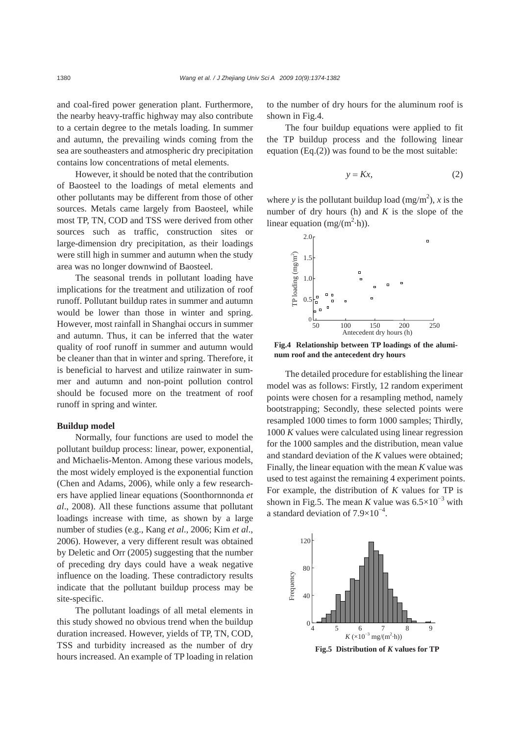and coal-fired power generation plant. Furthermore, the nearby heavy-traffic highway may also contribute to a certain degree to the metals loading. In summer and autumn, the prevailing winds coming from the sea are southeasters and atmospheric dry precipitation contains low concentrations of metal elements.

However, it should be noted that the contribution of Baosteel to the loadings of metal elements and other pollutants may be different from those of other sources. Metals came largely from Baosteel, while most TP, TN, COD and TSS were derived from other sources such as traffic, construction sites or large-dimension dry precipitation, as their loadings were still high in summer and autumn when the study area was no longer downwind of Baosteel.

The seasonal trends in pollutant loading have implications for the treatment and utilization of roof runoff. Pollutant buildup rates in summer and autumn would be lower than those in winter and spring. However, most rainfall in Shanghai occurs in summer and autumn. Thus, it can be inferred that the water quality of roof runoff in summer and autumn would be cleaner than that in winter and spring. Therefore, it is beneficial to harvest and utilize rainwater in summer and autumn and non-point pollution control should be focused more on the treatment of roof runoff in spring and winter.

**Buildup model**

Normally, four functions are used to model the pollutant buildup process: linear, power, exponential, and Michaelis-Menton. Among these various models, the most widely employed is the exponential function (Chen and Adams, 2006), while only a few researchers have applied linear equations (Soonthornnonda *et al*., 2008). All these functions assume that pollutant loadings increase with time, as shown by a large number of studies (e.g., Kang *et al*., 2006; Kim *et al*., 2006). However, a very different result was obtained by Deletic and Orr (2005) suggesting that the number of preceding dry days could have a weak negative influence on the loading. These contradictory results indicate that the pollutant buildup process may be site-specific.

The pollutant loadings of all metal elements in this study showed no obvious trend when the buildup duration increased. However, yields of TP, TN, COD, TSS and turbidity increased as the number of dry hours increased. An example of TP loading in relation to the number of dry hours for the aluminum roof is shown in Fig.4.

The four buildup equations were applied to fit the TP buildup process and the following linear equation (Eq.(2)) was found to be the most suitable:

$$y = Kx, \tag{2}$$

where $y$ is the pollutant buildup load (mg/m$^2$), $x$ is the number of dry hours (h) and $K$ is the slope of the linear equation (mg/(m$^2$·h)).

**Fig.4 Relationship between TP loadings of the aluminum roof and the antecedent dry hours**

The detailed procedure for establishing the linear model was as follows: Firstly, 12 random experiment points were chosen for a resampling method, namely bootstrapping; Secondly, these selected points were resampled 1000 times to form 1000 samples; Thirdly, 1000 $K$ values were calculated using linear regression for the 1000 samples and the distribution, mean value and standard deviation of the $K$ values were obtained; Finally, the linear equation with the mean $K$ value was used to test against the remaining 4 experiment points. For example, the distribution of $K$ values for TP is shown in Fig.5. The mean $K$ value was $6.5\times10^{-3}$ with a standard deviation of $7.9\times10^{-4}$.

**Fig.5 Distribution of $K$ values for TP**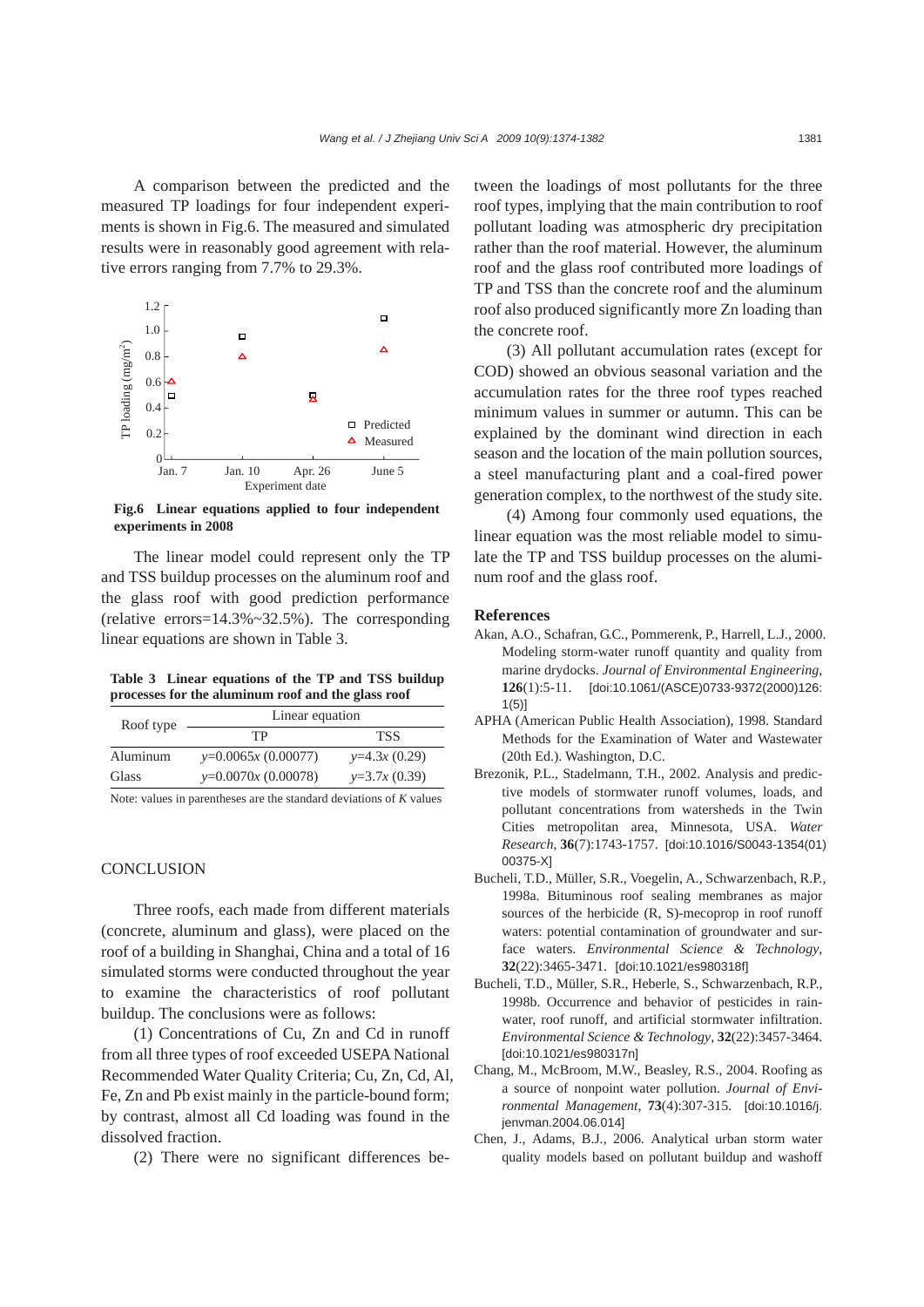A comparison between the predicted and the measured TP loadings for four independent experiments is shown in Fig.6. The measured and simulated results were in reasonably good agreement with relative errors ranging from 7.7% to 29.3%.

**Fig.6 Linear equations applied to four independent experiments in 2008**

The linear model could represent only the TP and TSS buildup processes on the aluminum roof and the glass roof with good prediction performance (relative errors=14.3%~32.5%). The corresponding linear equations are shown in Table 3.

**Table 3 Linear equations of the TP and TSS buildup processes for the aluminum roof and the glass roof**

| Roof type | Linear equation | |
|---|---|---|
| | TP | TSS |
| Aluminum | $y$=0.0065$x$ (0.00077) | $y$=4.3$x$ (0.29) |
| Glass | $y$=0.0070$x$ (0.00078) | $y$=3.7$x$ (0.39) |

Note: values in parentheses are the standard deviations of $K$ values

## CONCLUSION

Three roofs, each made from different materials (concrete, aluminum and glass), were placed on the roof of a building in Shanghai, China and a total of 16 simulated storms were conducted throughout the year to examine the characteristics of roof pollutant buildup. The conclusions were as follows:

(1) Concentrations of Cu, Zn and Cd in runoff from all three types of roof exceeded USEPA National Recommended Water Quality Criteria; Cu, Zn, Cd, Al, Fe, Zn and Pb exist mainly in the particle-bound form; by contrast, almost all Cd loading was found in the dissolved fraction.

(2) There were no significant differences between the loadings of most pollutants for the three roof types, implying that the main contribution to roof pollutant loading was atmospheric dry precipitation rather than the roof material. However, the aluminum roof and the glass roof contributed more loadings of TP and TSS than the concrete roof and the aluminum roof also produced significantly more Zn loading than the concrete roof.

(3) All pollutant accumulation rates (except for COD) showed an obvious seasonal variation and the accumulation rates for the three roof types reached minimum values in summer or autumn. This can be explained by the dominant wind direction in each season and the location of the main pollution sources, a steel manufacturing plant and a coal-fired power generation complex, to the northwest of the study site.

(4) Among four commonly used equations, the linear equation was the most reliable model to simulate the TP and TSS buildup processes on the aluminum roof and the glass roof.

## References

Akan, A.O., Schafran, G.C., Pommerenk, P., Harrell, L.J., 2000. Modeling storm-water runoff quantity and quality from marine drydocks. *Journal of Environmental Engineering*, **126**(1):5-11. [doi:10.1061/(ASCE)0733-9372(2000)126:1(5)]

APHA (American Public Health Association), 1998. Standard Methods for the Examination of Water and Wastewater (20th Ed.). Washington, D.C.

Brezonik, P.L., Stadelmann, T.H., 2002. Analysis and predictive models of stormwater runoff volumes, loads, and pollutant concentrations from watersheds in the Twin Cities metropolitan area, Minnesota, USA. *Water Research*, **36**(7):1743-1757. [doi:10.1016/S0043-1354(01)00375-X]

Bucheli, T.D., Müller, S.R., Voegelin, A., Schwarzenbach, R.P., 1998a. Bituminous roof sealing membranes as major sources of the herbicide (R, S)-mecoprop in roof runoff waters: potential contamination of groundwater and surface waters. *Environmental Science & Technology*, **32**(22):3465-3471. [doi:10.1021/es980318f]

Bucheli, T.D., Müller, S.R., Heberle, S., Schwarzenbach, R.P., 1998b. Occurrence and behavior of pesticides in rainwater, roof runoff, and artificial stormwater infiltration. *Environmental Science & Technology*, **32**(22):3457-3464. [doi:10.1021/es980317n]

Chang, M., McBroom, M.W., Beasley, R.S., 2004. Roofing as a source of nonpoint water pollution. *Journal of Environmental Management*, **73**(4):307-315. [doi:10.1016/j.jenvman.2004.06.014]

Chen, J., Adams, B.J., 2006. Analytical urban storm water quality models based on pollutant buildup and washoff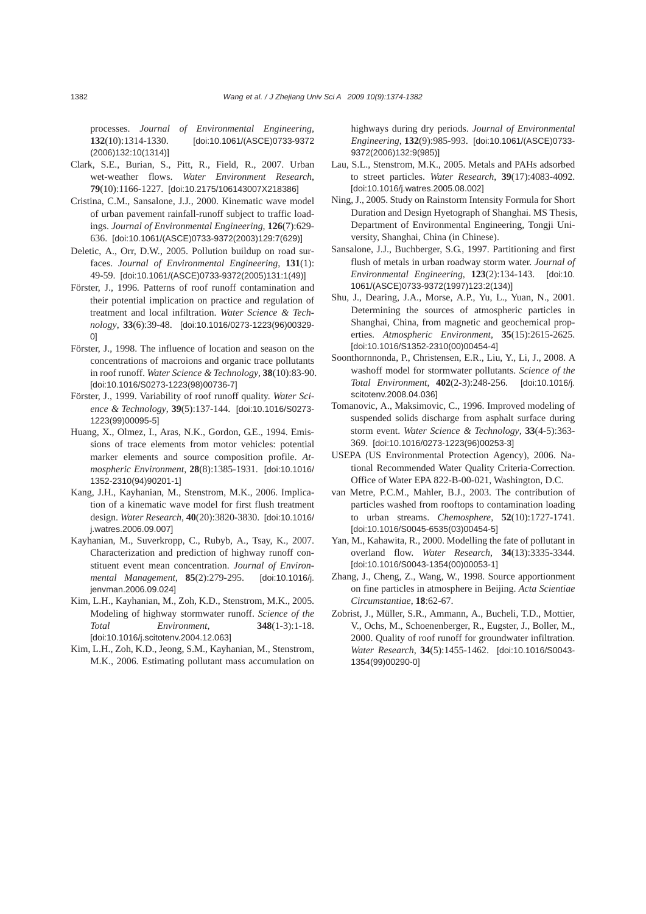processes. *Journal of Environmental Engineering*, **132**(10):1314-1330. [doi:10.1061/(ASCE)0733-9372(2006)132:10(1314)]

Clark, S.E., Burian, S., Pitt, R., Field, R., 2007. Urban wet-weather flows. *Water Environment Research*, **79**(10):1166-1227. [doi:10.2175/106143007X218386]

Cristina, C.M., Sansalone, J.J., 2000. Kinematic wave model of urban pavement rainfall-runoff subject to traffic loadings. *Journal of Environmental Engineering*, **126**(7):629-636. [doi:10.1061/(ASCE)0733-9372(2003)129:7(629)]

Deletic, A., Orr, D.W., 2005. Pollution buildup on road surfaces. *Journal of Environmental Engineering*, **131**(1):49-59. [doi:10.1061/(ASCE)0733-9372(2005)131:1(49)]

Förster, J., 1996. Patterns of roof runoff contamination and their potential implication on practice and regulation of treatment and local infiltration. *Water Science & Technology*, **33**(6):39-48. [doi:10.1016/0273-1223(96)00329-0]

Förster, J., 1998. The influence of location and season on the concentrations of macroions and organic trace pollutants in roof runoff. *Water Science & Technology*, **38**(10):83-90. [doi:10.1016/S0273-1223(98)00736-7]

Förster, J., 1999. Variability of roof runoff quality. *Water Science & Technology*, **39**(5):137-144. [doi:10.1016/S0273-1223(99)00095-5]

Huang, X., Olmez, I., Aras, N.K., Gordon, G.E., 1994. Emissions of trace elements from motor vehicles: potential marker elements and source composition profile. *Atmospheric Environment*, **28**(8):1385-1931. [doi:10.1016/1352-2310(94)90201-1]

Kang, J.H., Kayhanian, M., Stenstrom, M.K., 2006. Implication of a kinematic wave model for first flush treatment design. *Water Research*, **40**(20):3820-3830. [doi:10.1016/j.watres.2006.09.007]

Kayhanian, M., Suverkropp, C., Rubyb, A., Tsay, K., 2007. Characterization and prediction of highway runoff constituent event mean concentration. *Journal of Environmental Management*, **85**(2):279-295. [doi:10.1016/j.jenvman.2006.09.024]

Kim, L.H., Kayhanian, M., Zoh, K.D., Stenstrom, M.K., 2005. Modeling of highway stormwater runoff. *Science of the Total Environment*, **348**(1-3):1-18. [doi:10.1016/j.scitotenv.2004.12.063]

Kim, L.H., Zoh, K.D., Jeong, S.M., Kayhanian, M., Stenstrom, M.K., 2006. Estimating pollutant mass accumulation on highways during dry periods. *Journal of Environmental Engineering*, **132**(9):985-993. [doi:10.1061/(ASCE)0733-9372(2006)132:9(985)]

Lau, S.L., Stenstrom, M.K., 2005. Metals and PAHs adsorbed to street particles. *Water Research*, **39**(17):4083-4092. [doi:10.1016/j.watres.2005.08.002]

Ning, J., 2005. Study on Rainstorm Intensity Formula for Short Duration and Design Hyetograph of Shanghai. MS Thesis, Department of Environmental Engineering, Tongji University, Shanghai, China (in Chinese).

Sansalone, J.J., Buchberger, S.G., 1997. Partitioning and first flush of metals in urban roadway storm water. *Journal of Environmental Engineering*, **123**(2):134-143. [doi:10.1061/(ASCE)0733-9372(1997)123:2(134)]

Shu, J., Dearing, J.A., Morse, A.P., Yu, L., Yuan, N., 2001. Determining the sources of atmospheric particles in Shanghai, China, from magnetic and geochemical properties. *Atmospheric Environment*, **35**(15):2615-2625. [doi:10.1016/S1352-2310(00)00454-4]

Soonthornnonda, P., Christensen, E.R., Liu, Y., Li, J., 2008. A washoff model for stormwater pollutants. *Science of the Total Environment*, **402**(2-3):248-256. [doi:10.1016/j.scitotenv.2008.04.036]

Tomanovic, A., Maksimovic, C., 1996. Improved modeling of suspended solids discharge from asphalt surface during storm event. *Water Science & Technology*, **33**(4-5):363-369. [doi:10.1016/0273-1223(96)00253-3]

USEPA (US Environmental Protection Agency), 2006. National Recommended Water Quality Criteria-Correction. Office of Water EPA 822-B-00-021, Washington, D.C.

van Metre, P.C.M., Mahler, B.J., 2003. The contribution of particles washed from rooftops to contamination loading to urban streams. *Chemosphere*, **52**(10):1727-1741. [doi:10.1016/S0045-6535(03)00454-5]

Yan, M., Kahawita, R., 2000. Modelling the fate of pollutant in overland flow. *Water Research*, **34**(13):3335-3344. [doi:10.1016/S0043-1354(00)00053-1]

Zhang, J., Cheng, Z., Wang, W., 1998. Source apportionment on fine particles in atmosphere in Beijing. *Acta Scientiae Circumstantiae*, **18**:62-67.

Zobrist, J., Müller, S.R., Ammann, A., Bucheli, T.D., Mottier, V., Ochs, M., Schoenenberger, R., Eugster, J., Boller, M., 2000. Quality of roof runoff for groundwater infiltration. *Water Research*, **34**(5):1455-1462. [doi:10.1016/S0043-1354(99)00290-0]